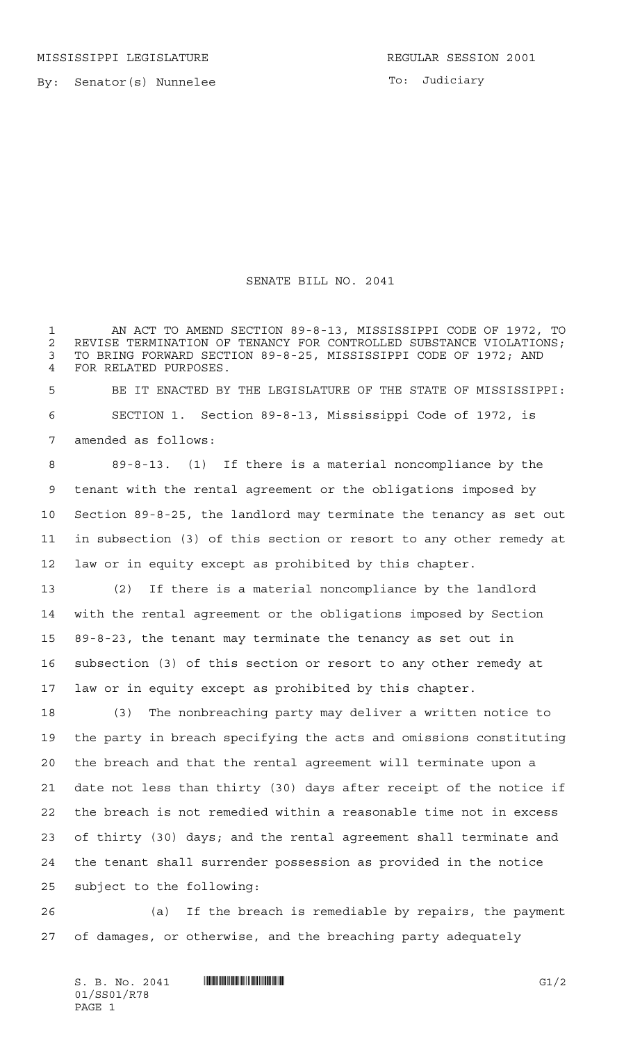MISSISSIPPI LEGISLATURE REGULAR SESSION 2001

By: Senator(s) Nunnelee

To: Judiciary

# SENATE BILL NO. 2041

AN ACT TO AMEND SECTION 89-8-13, MISSISSIPPI CODE OF 1972, TO REVISE TERMINATION OF TENANCY FOR CONTROLLED SUBSTANCE VIOLATIONS; TO BRING FORWARD SECTION 89-8-25, MISSISSIPPI CODE OF 1972; AND FOR RELATED PURPOSES.

BE IT ENACTED BY THE LEGISLATURE OF THE STATE OF MISSISSIPPI:

SECTION 1. Section 89-8-13, Mississippi Code of 1972, is amended as follows:

89-8-13. (1) If there is a material noncompliance by the tenant with the rental agreement or the obligations imposed by Section 89-8-25, the landlord may terminate the tenancy as set out in subsection (3) of this section or resort to any other remedy at law or in equity except as prohibited by this chapter.

(2) If there is a material noncompliance by the landlord with the rental agreement or the obligations imposed by Section 89-8-23, the tenant may terminate the tenancy as set out in subsection (3) of this section or resort to any other remedy at law or in equity except as prohibited by this chapter.

(3) The nonbreaching party may deliver a written notice to the party in breach specifying the acts and omissions constituting the breach and that the rental agreement will terminate upon a date not less than thirty (30) days after receipt of the notice if the breach is not remedied within a reasonable time not in excess of thirty (30) days; and the rental agreement shall terminate and the tenant shall surrender possession as provided in the notice subject to the following:

(a) If the breach is remediable by repairs, the payment of damages, or otherwise, and the breaching party adequately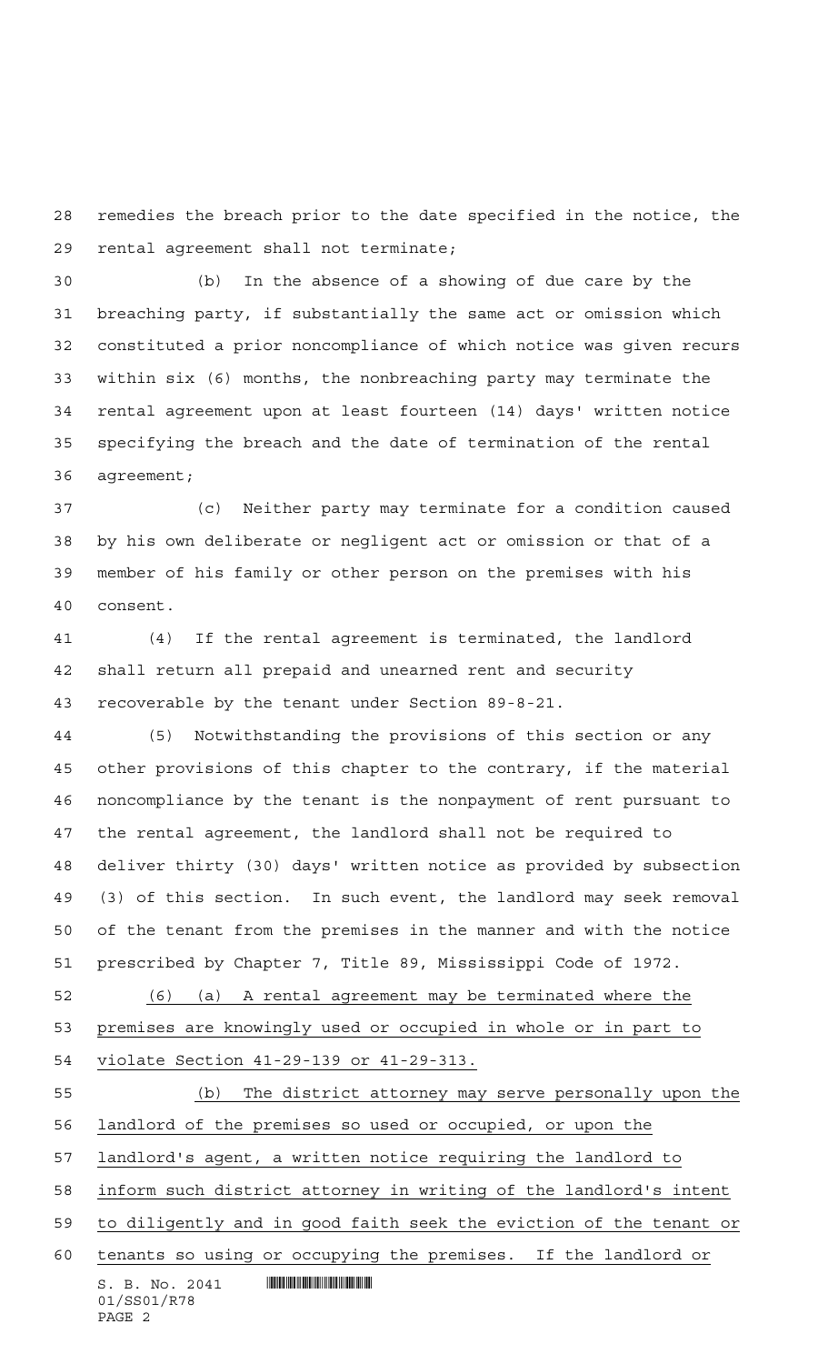remedies the breach prior to the date specified in the notice, the rental agreement shall not terminate;

(b) In the absence of a showing of due care by the breaching party, if substantially the same act or omission which constituted a prior noncompliance of which notice was given recurs within six (6) months, the nonbreaching party may terminate the rental agreement upon at least fourteen (14) days' written notice specifying the breach and the date of termination of the rental agreement;

(c) Neither party may terminate for a condition caused by his own deliberate or negligent act or omission or that of a member of his family or other person on the premises with his consent.

(4) If the rental agreement is terminated, the landlord shall return all prepaid and unearned rent and security recoverable by the tenant under Section 89-8-21.

(5) Notwithstanding the provisions of this section or any other provisions of this chapter to the contrary, if the material noncompliance by the tenant is the nonpayment of rent pursuant to the rental agreement, the landlord shall not be required to deliver thirty (30) days' written notice as provided by subsection (3) of this section. In such event, the landlord may seek removal of the tenant from the premises in the manner and with the notice prescribed by Chapter 7, Title 89, Mississippi Code of 1972.

<u>(6) (a) A rental agreement may be terminated where the premises are knowingly used or occupied in whole or in part to violate Section 41-29-139 or 41-29-313.</u>

<u>(b) The district attorney may serve personally upon the landlord of the premises so used or occupied, or upon the landlord's agent, a written notice requiring the landlord to inform such district attorney in writing of the landlord's intent to diligently and in good faith seek the eviction of the tenant or tenants so using or occupying the premises. If the landlord or</u>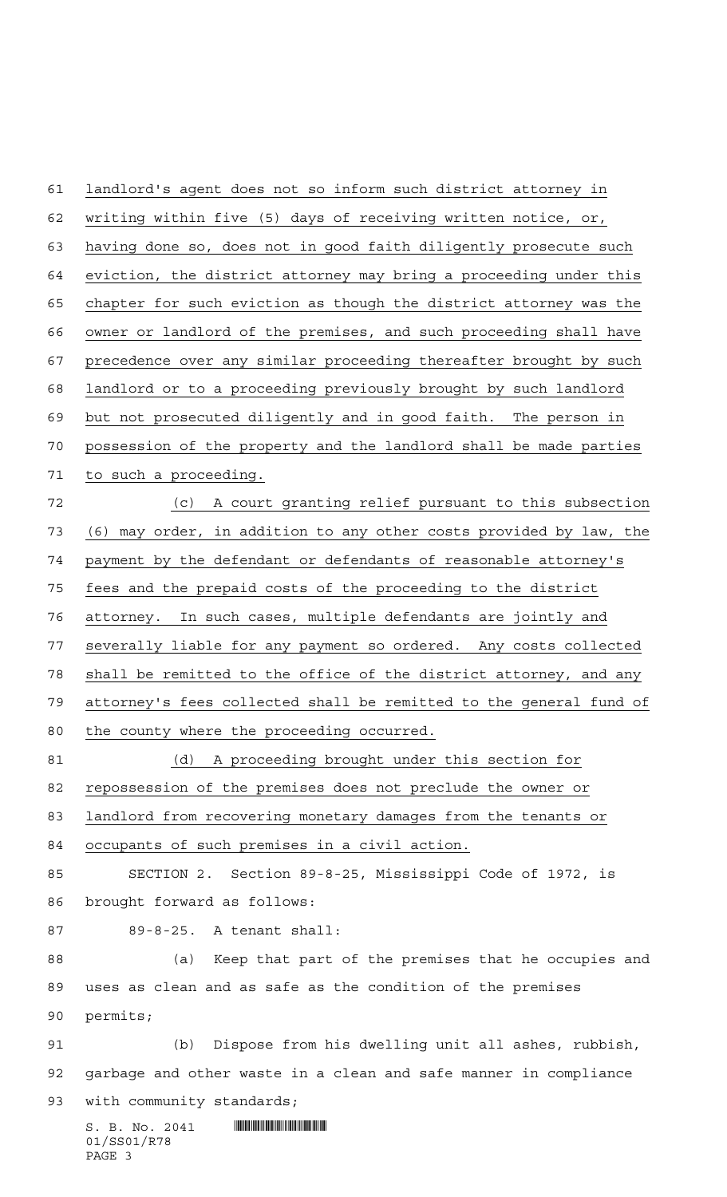landlord's agent does not so inform such district attorney in writing within five (5) days of receiving written notice, or, having done so, does not in good faith diligently prosecute such eviction, the district attorney may bring a proceeding under this chapter for such eviction as though the district attorney was the owner or landlord of the premises, and such proceeding shall have precedence over any similar proceeding thereafter brought by such landlord or to a proceeding previously brought by such landlord but not prosecuted diligently and in good faith. The person in possession of the property and the landlord shall be made parties to such a proceeding.

(c) A court granting relief pursuant to this subsection (6) may order, in addition to any other costs provided by law, the payment by the defendant or defendants of reasonable attorney's fees and the prepaid costs of the proceeding to the district attorney. In such cases, multiple defendants are jointly and severally liable for any payment so ordered. Any costs collected shall be remitted to the office of the district attorney, and any attorney's fees collected shall be remitted to the general fund of the county where the proceeding occurred.

(d) A proceeding brought under this section for repossession of the premises does not preclude the owner or landlord from recovering monetary damages from the tenants or occupants of such premises in a civil action.

SECTION 2. Section 89-8-25, Mississippi Code of 1972, is brought forward as follows:

89-8-25. A tenant shall:

(a) Keep that part of the premises that he occupies and uses as clean and as safe as the condition of the premises permits;

(b) Dispose from his dwelling unit all ashes, rubbish, garbage and other waste in a clean and safe manner in compliance with community standards;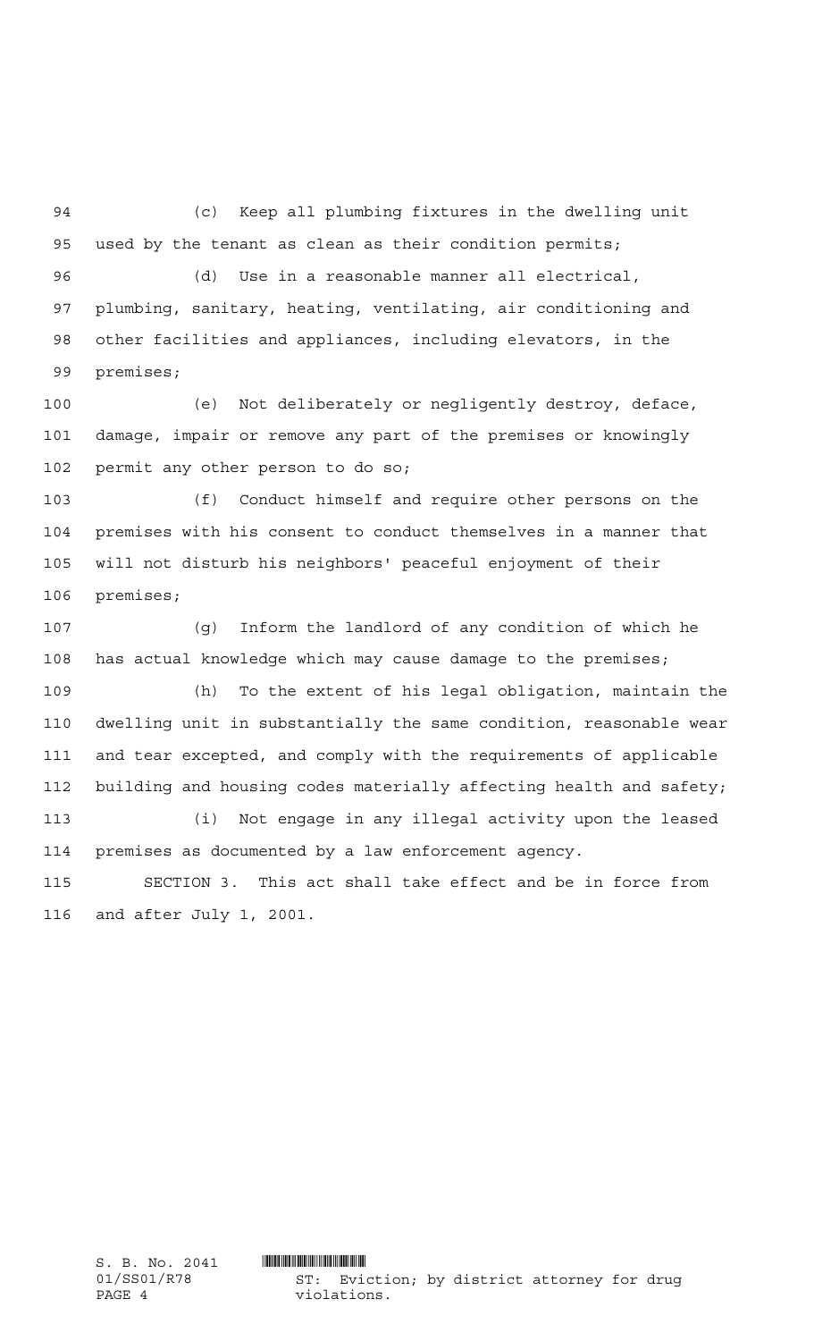(c) Keep all plumbing fixtures in the dwelling unit used by the tenant as clean as their condition permits;

(d) Use in a reasonable manner all electrical, plumbing, sanitary, heating, ventilating, air conditioning and other facilities and appliances, including elevators, in the premises;

(e) Not deliberately or negligently destroy, deface, damage, impair or remove any part of the premises or knowingly permit any other person to do so;

(f) Conduct himself and require other persons on the premises with his consent to conduct themselves in a manner that will not disturb his neighbors' peaceful enjoyment of their premises;

(g) Inform the landlord of any condition of which he has actual knowledge which may cause damage to the premises;

(h) To the extent of his legal obligation, maintain the dwelling unit in substantially the same condition, reasonable wear and tear excepted, and comply with the requirements of applicable building and housing codes materially affecting health and safety;

(i) Not engage in any illegal activity upon the leased premises as documented by a law enforcement agency.

SECTION 3. This act shall take effect and be in force from and after July 1, 2001.